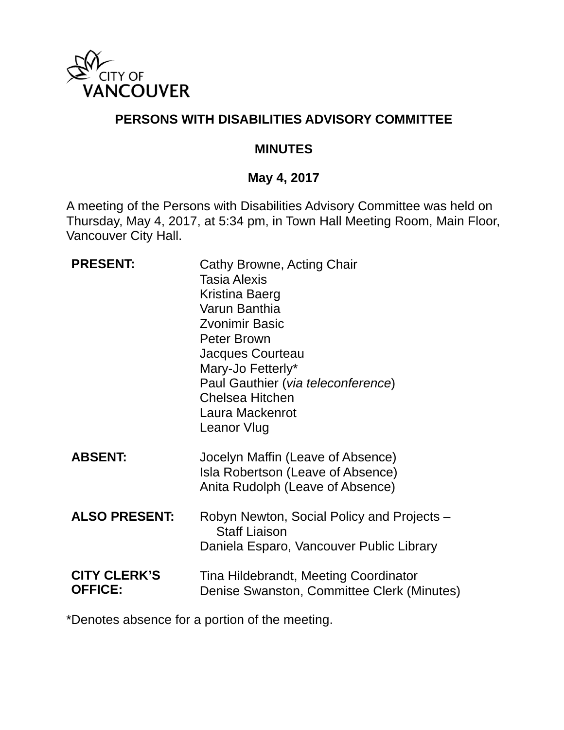CITY OF VANCOUVER

# PERSONS WITH DISABILITIES ADVISORY COMMITTEE

## MINUTES

## May 4, 2017

A meeting of the Persons with Disabilities Advisory Committee was held on Thursday, May 4, 2017, at 5:34 pm, in Town Hall Meeting Room, Main Floor, Vancouver City Hall.

| | |
|---|---|
| **PRESENT:** | Cathy Browne, Acting Chair<br>Tasia Alexis<br>Kristina Baerg<br>Varun Banthia<br>Zvonimir Basic<br>Peter Brown<br>Jacques Courteau<br>Mary-Jo Fetterly*<br>Paul Gauthier (*via teleconference*)<br>Chelsea Hitchen<br>Laura Mackenrot<br>Leanor Vlug |
| **ABSENT:** | Jocelyn Maffin (Leave of Absence)<br>Isla Robertson (Leave of Absence)<br>Anita Rudolph (Leave of Absence) |
| **ALSO PRESENT:** | Robyn Newton, Social Policy and Projects – Staff Liaison<br>Daniela Esparo, Vancouver Public Library |
| **CITY CLERK'S OFFICE:** | Tina Hildebrandt, Meeting Coordinator<br>Denise Swanston, Committee Clerk (Minutes) |

*Denotes absence for a portion of the meeting.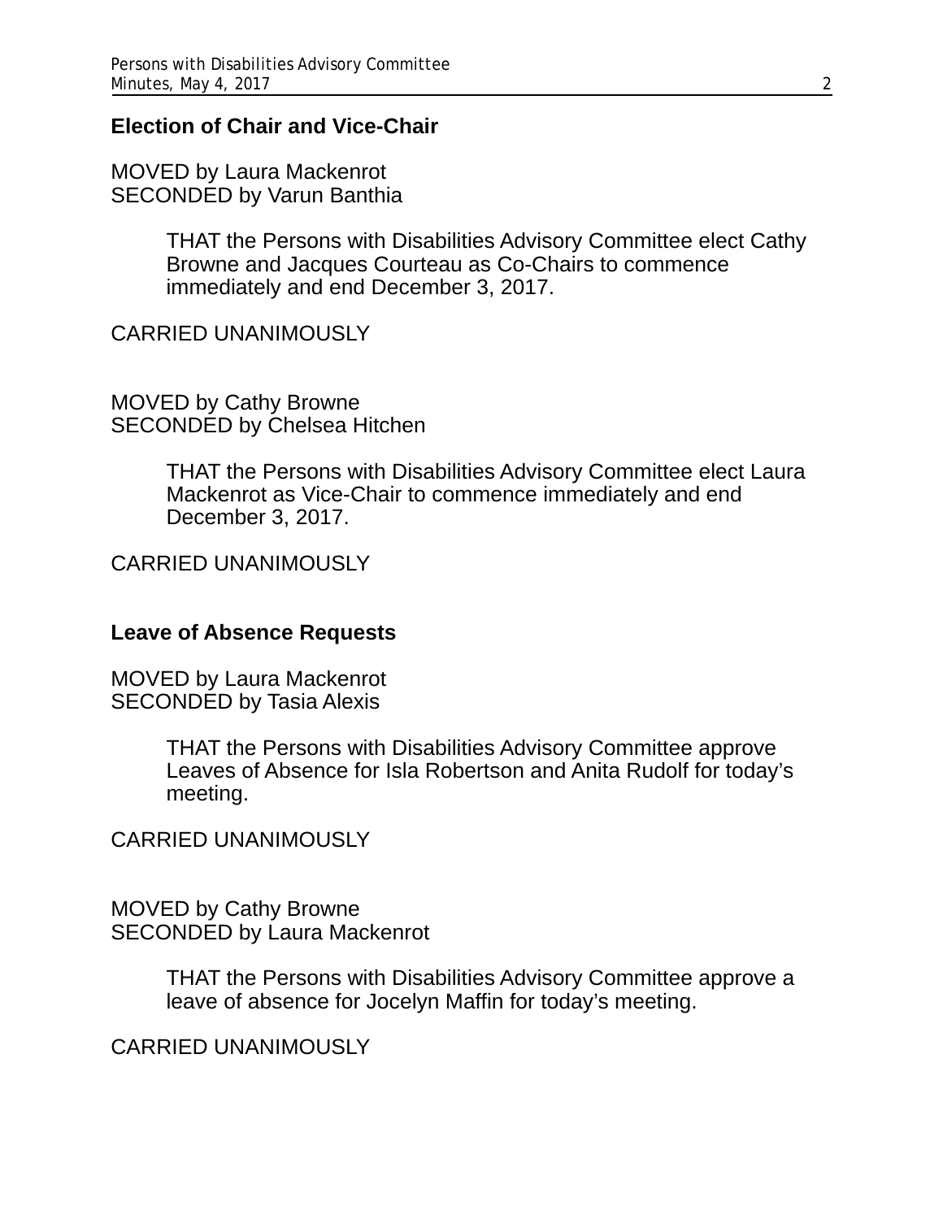**Election of Chair and Vice-Chair**

MOVED by Laura Mackenrot
SECONDED by Varun Banthia

> THAT the Persons with Disabilities Advisory Committee elect Cathy Browne and Jacques Courteau as Co-Chairs to commence immediately and end December 3, 2017.

CARRIED UNANIMOUSLY

MOVED by Cathy Browne
SECONDED by Chelsea Hitchen

> THAT the Persons with Disabilities Advisory Committee elect Laura Mackenrot as Vice-Chair to commence immediately and end December 3, 2017.

CARRIED UNANIMOUSLY

**Leave of Absence Requests**

MOVED by Laura Mackenrot
SECONDED by Tasia Alexis

> THAT the Persons with Disabilities Advisory Committee approve Leaves of Absence for Isla Robertson and Anita Rudolf for today's meeting.

CARRIED UNANIMOUSLY

MOVED by Cathy Browne
SECONDED by Laura Mackenrot

> THAT the Persons with Disabilities Advisory Committee approve a leave of absence for Jocelyn Maffin for today's meeting.

CARRIED UNANIMOUSLY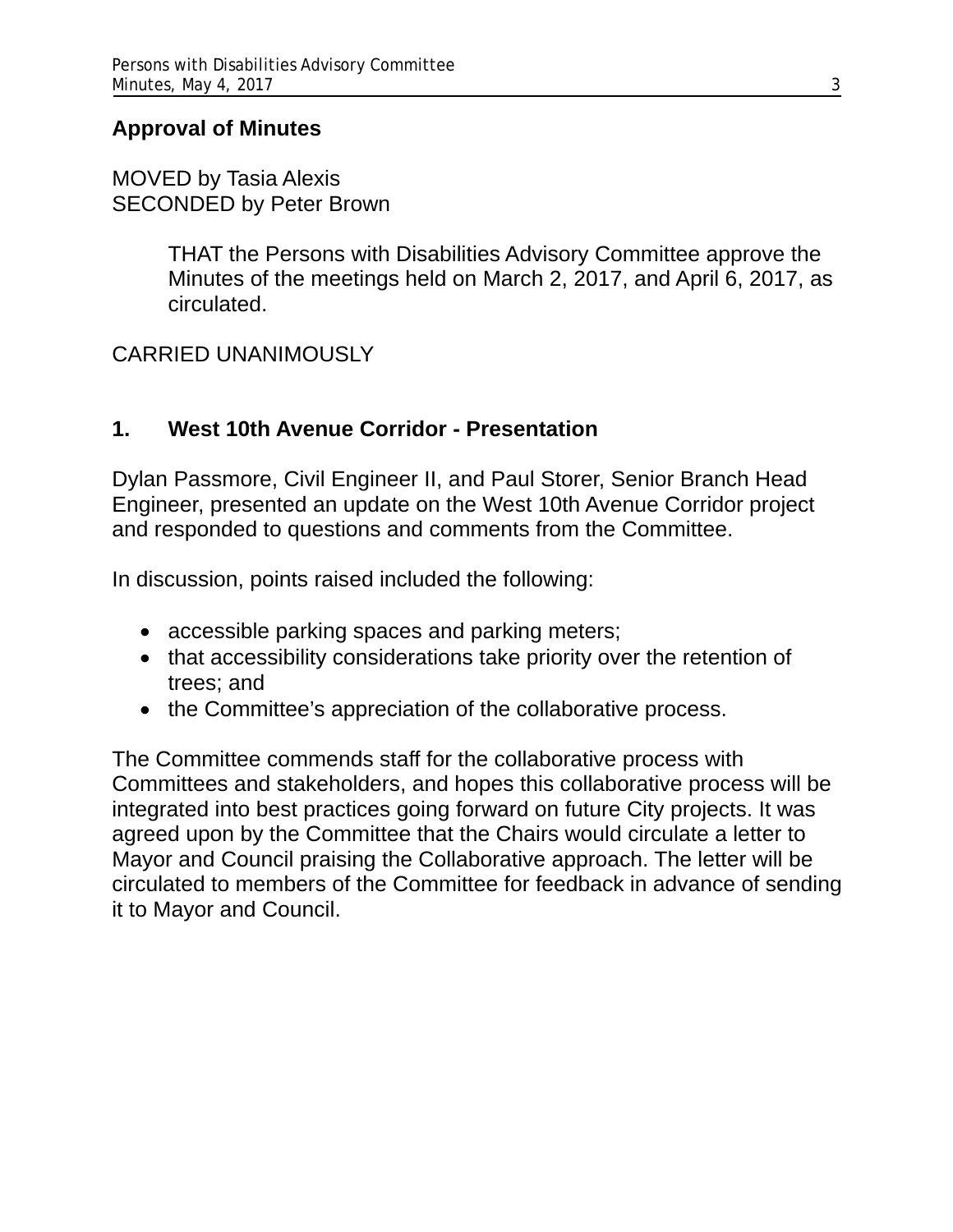## Approval of Minutes

MOVED by Tasia Alexis
SECONDED by Peter Brown

> THAT the Persons with Disabilities Advisory Committee approve the Minutes of the meetings held on March 2, 2017, and April 6, 2017, as circulated.

CARRIED UNANIMOUSLY

## 1. West 10th Avenue Corridor - Presentation

Dylan Passmore, Civil Engineer II, and Paul Storer, Senior Branch Head Engineer, presented an update on the West 10th Avenue Corridor project and responded to questions and comments from the Committee.

In discussion, points raised included the following:

- accessible parking spaces and parking meters;
- that accessibility considerations take priority over the retention of trees; and
- the Committee's appreciation of the collaborative process.

The Committee commends staff for the collaborative process with Committees and stakeholders, and hopes this collaborative process will be integrated into best practices going forward on future City projects. It was agreed upon by the Committee that the Chairs would circulate a letter to Mayor and Council praising the Collaborative approach. The letter will be circulated to members of the Committee for feedback in advance of sending it to Mayor and Council.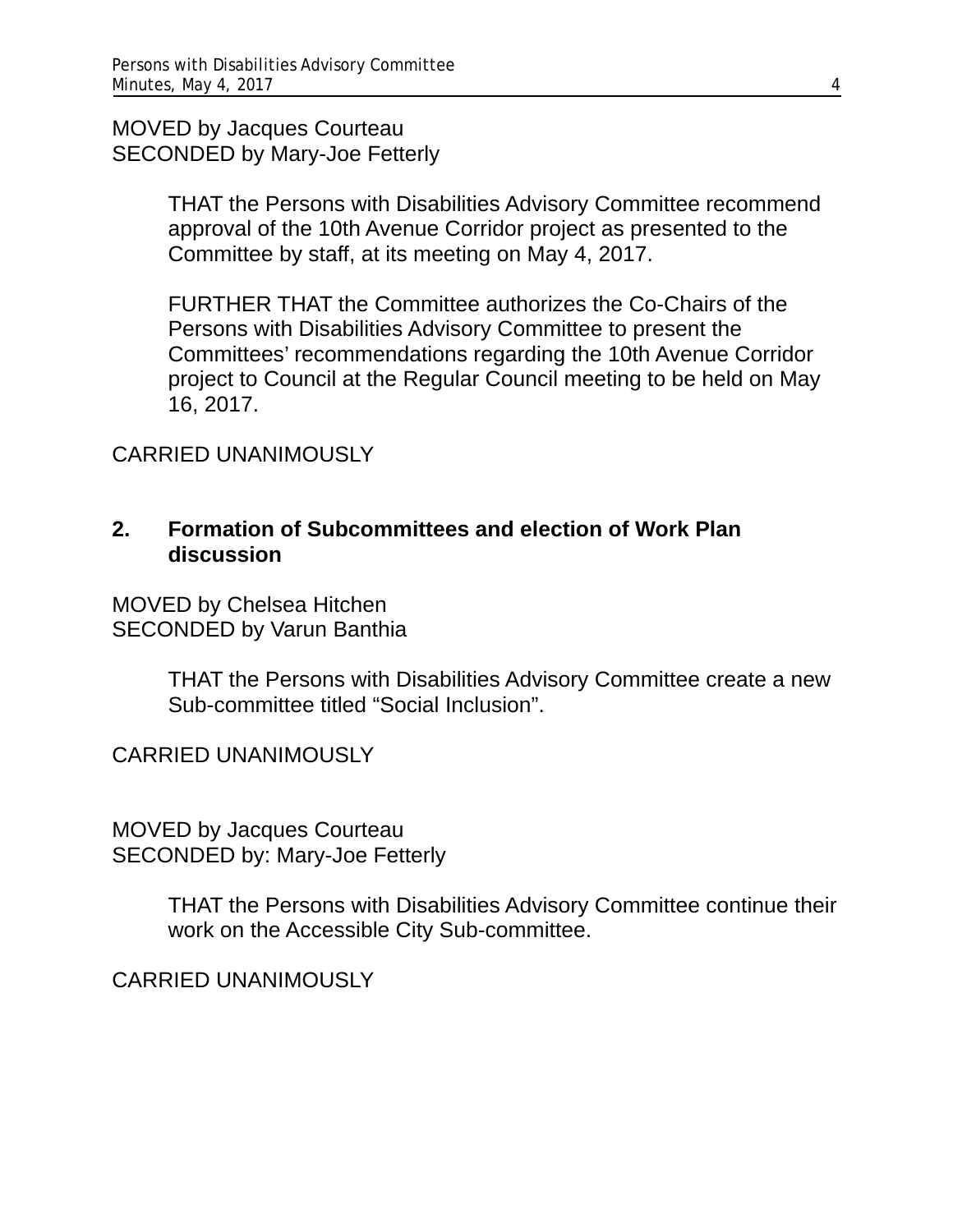MOVED by Jacques Courteau
SECONDED by Mary-Joe Fetterly

> THAT the Persons with Disabilities Advisory Committee recommend approval of the 10th Avenue Corridor project as presented to the Committee by staff, at its meeting on May 4, 2017.
>
> FURTHER THAT the Committee authorizes the Co-Chairs of the Persons with Disabilities Advisory Committee to present the Committees' recommendations regarding the 10th Avenue Corridor project to Council at the Regular Council meeting to be held on May 16, 2017.

CARRIED UNANIMOUSLY

## 2. Formation of Subcommittees and election of Work Plan discussion

MOVED by Chelsea Hitchen
SECONDED by Varun Banthia

> THAT the Persons with Disabilities Advisory Committee create a new Sub-committee titled "Social Inclusion".

CARRIED UNANIMOUSLY

MOVED by Jacques Courteau
SECONDED by: Mary-Joe Fetterly

> THAT the Persons with Disabilities Advisory Committee continue their work on the Accessible City Sub-committee.

CARRIED UNANIMOUSLY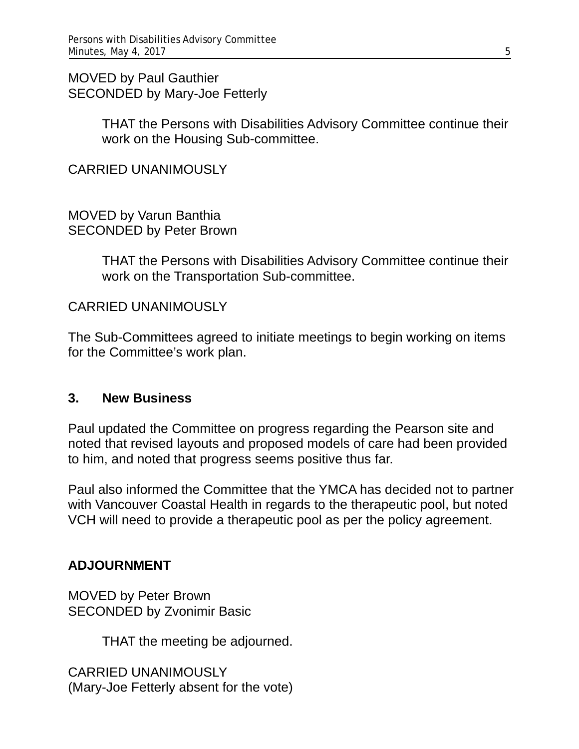MOVED by Paul Gauthier
SECONDED by Mary-Joe Fetterly

> THAT the Persons with Disabilities Advisory Committee continue their work on the Housing Sub-committee.

CARRIED UNANIMOUSLY

MOVED by Varun Banthia
SECONDED by Peter Brown

> THAT the Persons with Disabilities Advisory Committee continue their work on the Transportation Sub-committee.

CARRIED UNANIMOUSLY

The Sub-Committees agreed to initiate meetings to begin working on items for the Committee's work plan.

## 3. New Business

Paul updated the Committee on progress regarding the Pearson site and noted that revised layouts and proposed models of care had been provided to him, and noted that progress seems positive thus far.

Paul also informed the Committee that the YMCA has decided not to partner with Vancouver Coastal Health in regards to the therapeutic pool, but noted VCH will need to provide a therapeutic pool as per the policy agreement.

## ADJOURNMENT

MOVED by Peter Brown
SECONDED by Zvonimir Basic

> THAT the meeting be adjourned.

CARRIED UNANIMOUSLY
(Mary-Joe Fetterly absent for the vote)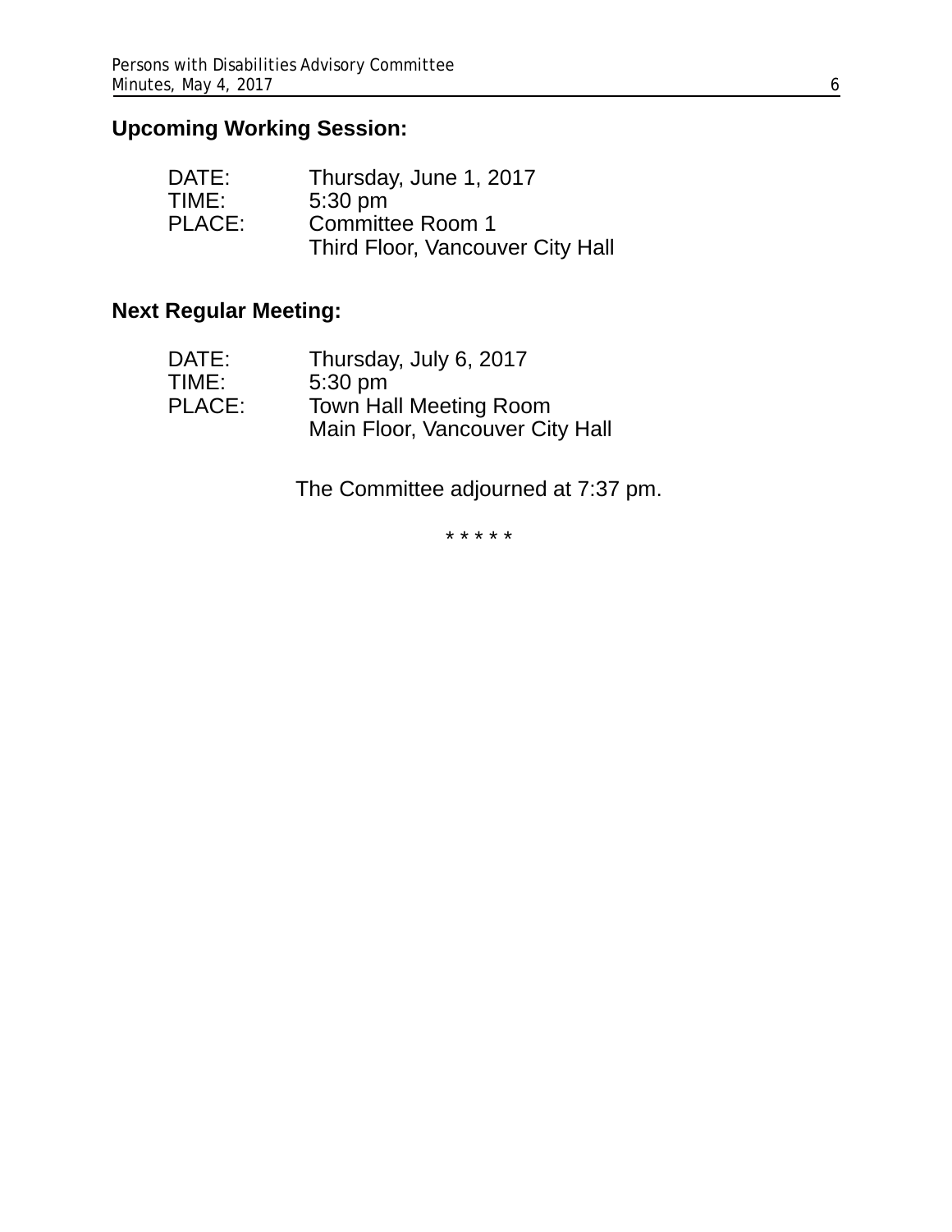**Upcoming Working Session:**

DATE: Thursday, June 1, 2017
TIME: 5:30 pm
PLACE: Committee Room 1
Third Floor, Vancouver City Hall

**Next Regular Meeting:**

DATE: Thursday, July 6, 2017
TIME: 5:30 pm
PLACE: Town Hall Meeting Room
Main Floor, Vancouver City Hall

The Committee adjourned at 7:37 pm.

* * * * *